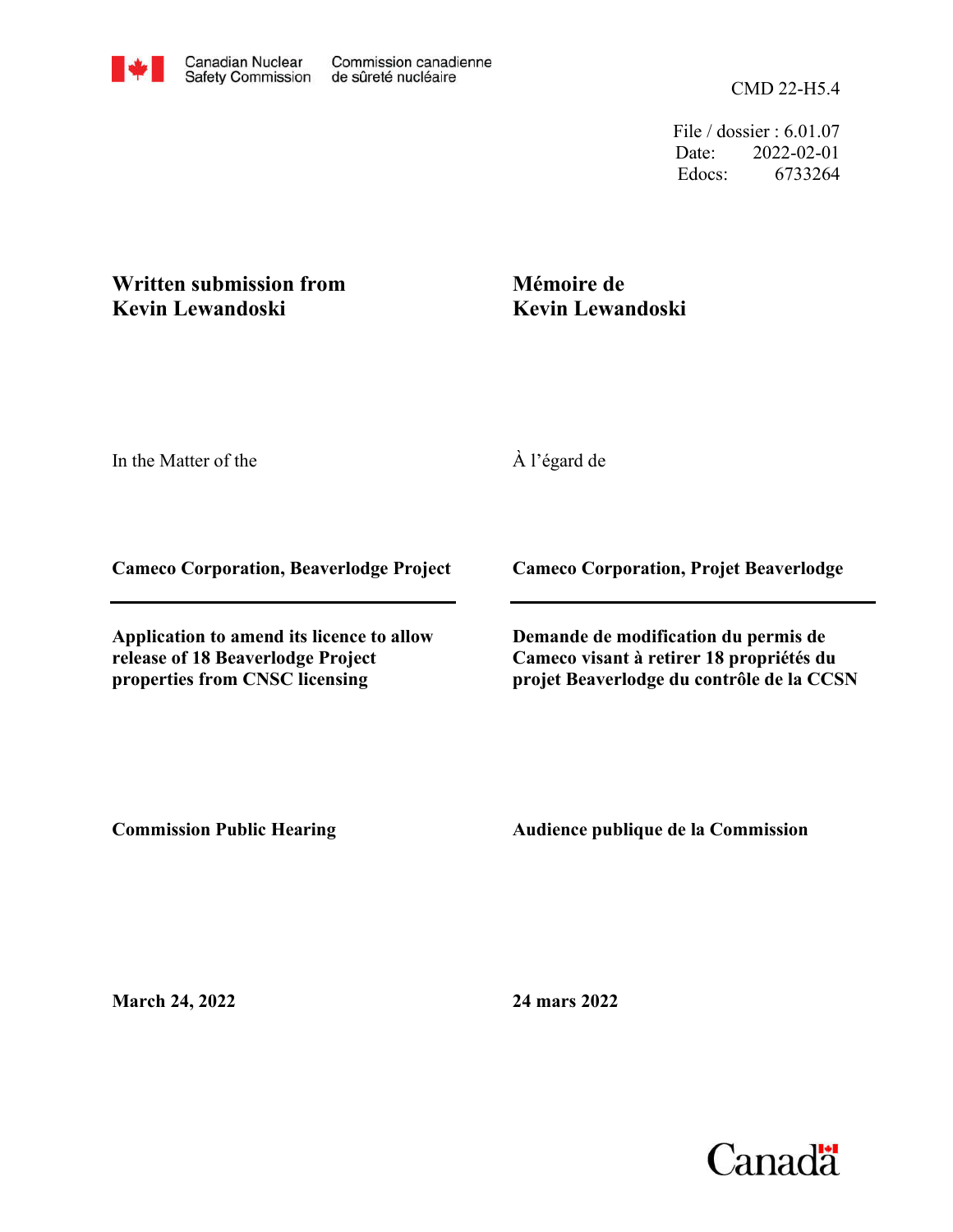Canadian Nuclear Safety Commission | Commission canadienne de sûreté nucléaire

CMD 22-H5.4

File / dossier : 6.01.07
Date: 2022-02-01
Edocs: 6733264

**Written submission from Kevin Lewandoski**

**Mémoire de Kevin Lewandoski**

In the Matter of the

À l'égard de

**Cameco Corporation, Beaverlodge Project**

**Cameco Corporation, Projet Beaverlodge**

**Application to amend its licence to allow release of 18 Beaverlodge Project properties from CNSC licensing**

**Demande de modification du permis de Cameco visant à retirer 18 propriétés du projet Beaverlodge du contrôle de la CCSN**

**Commission Public Hearing**

**Audience publique de la Commission**

**March 24, 2022**

**24 mars 2022**

Canada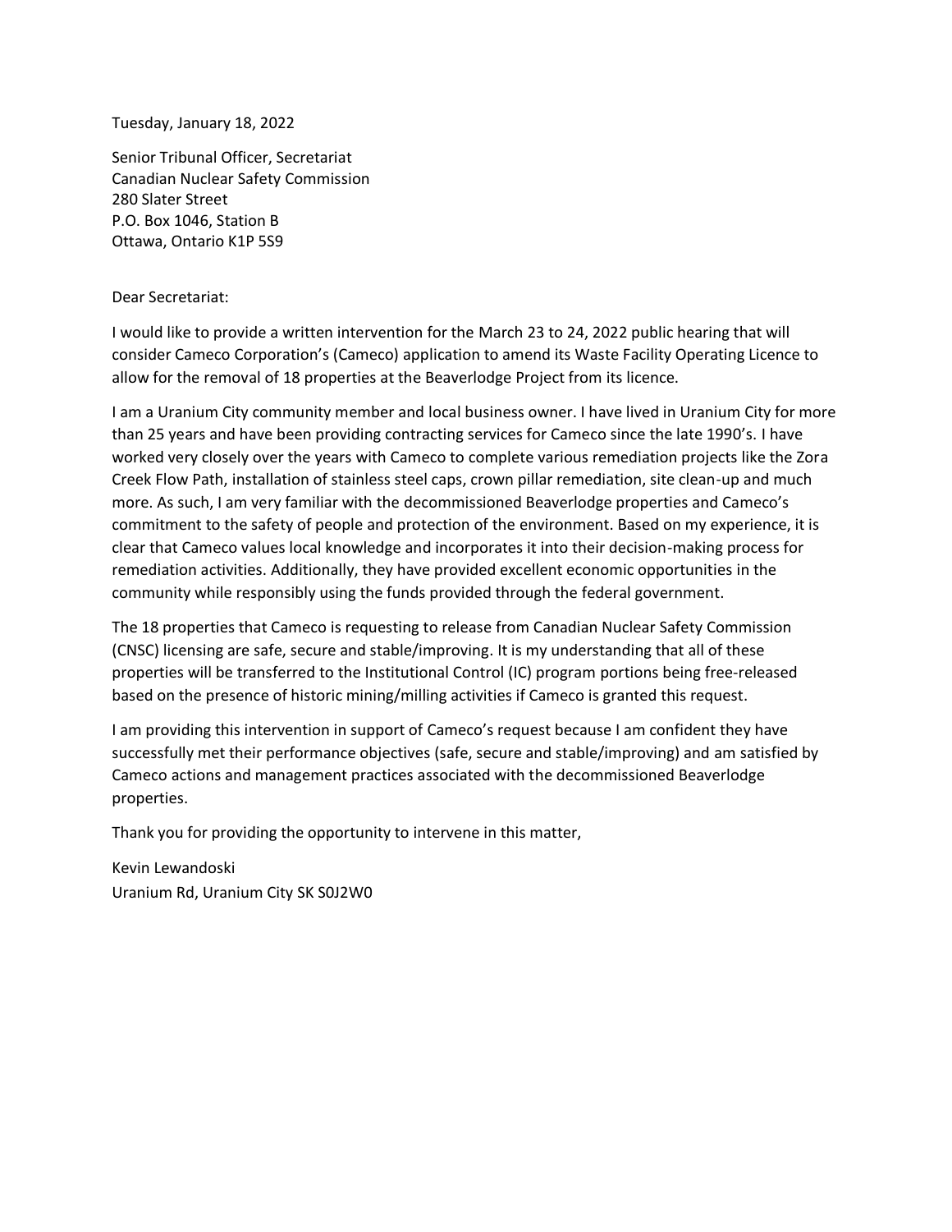Tuesday, January 18, 2022

Senior Tribunal Officer, Secretariat
Canadian Nuclear Safety Commission
280 Slater Street
P.O. Box 1046, Station B
Ottawa, Ontario K1P 5S9

Dear Secretariat:

I would like to provide a written intervention for the March 23 to 24, 2022 public hearing that will consider Cameco Corporation's (Cameco) application to amend its Waste Facility Operating Licence to allow for the removal of 18 properties at the Beaverlodge Project from its licence.

I am a Uranium City community member and local business owner. I have lived in Uranium City for more than 25 years and have been providing contracting services for Cameco since the late 1990's. I have worked very closely over the years with Cameco to complete various remediation projects like the Zora Creek Flow Path, installation of stainless steel caps, crown pillar remediation, site clean-up and much more. As such, I am very familiar with the decommissioned Beaverlodge properties and Cameco's commitment to the safety of people and protection of the environment. Based on my experience, it is clear that Cameco values local knowledge and incorporates it into their decision-making process for remediation activities. Additionally, they have provided excellent economic opportunities in the community while responsibly using the funds provided through the federal government.

The 18 properties that Cameco is requesting to release from Canadian Nuclear Safety Commission (CNSC) licensing are safe, secure and stable/improving. It is my understanding that all of these properties will be transferred to the Institutional Control (IC) program portions being free-released based on the presence of historic mining/milling activities if Cameco is granted this request.

I am providing this intervention in support of Cameco's request because I am confident they have successfully met their performance objectives (safe, secure and stable/improving) and am satisfied by Cameco actions and management practices associated with the decommissioned Beaverlodge properties.

Thank you for providing the opportunity to intervene in this matter,

Kevin Lewandoski
Uranium Rd, Uranium City SK S0J2W0